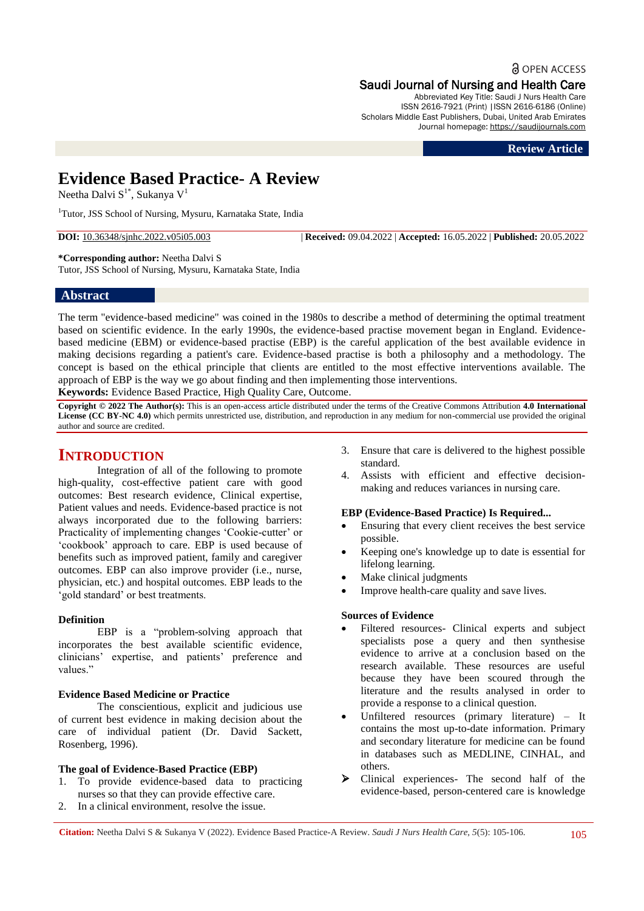Review Article

# Evidence Based Practice- A Review

Neetha Dalvi S[1*], Sukanya V[1]

[1]Tutor, JSS School of Nursing, Mysuru, Karnataka State, India

**DOI:** 10.36348/sjnhc.2022.v05i05.003 | **Received:** 09.04.2022 | **Accepted:** 16.05.2022 | **Published:** 20.05.2022

**\*Corresponding author:** Neetha Dalvi S
Tutor, JSS School of Nursing, Mysuru, Karnataka State, India

## Abstract

The term "evidence-based medicine" was coined in the 1980s to describe a method of determining the optimal treatment based on scientific evidence. In the early 1990s, the evidence-based practise movement began in England. Evidence-based medicine (EBM) or evidence-based practise (EBP) is the careful application of the best available evidence in making decisions regarding a patient's care. Evidence-based practise is both a philosophy and a methodology. The concept is based on the ethical principle that clients are entitled to the most effective interventions available. The approach of EBP is the way we go about finding and then implementing those interventions.

**Keywords:** Evidence Based Practice, High Quality Care, Outcome.

**Copyright © 2022 The Author(s):** This is an open-access article distributed under the terms of the Creative Commons Attribution **4.0 International License (CC BY-NC 4.0)** which permits unrestricted use, distribution, and reproduction in any medium for non-commercial use provided the original author and source are credited.

## INTRODUCTION

Integration of all of the following to promote high-quality, cost-effective patient care with good outcomes: Best research evidence, Clinical expertise, Patient values and needs. Evidence-based practice is not always incorporated due to the following barriers: Practicality of implementing changes 'Cookie-cutter' or 'cookbook' approach to care. EBP is used because of benefits such as improved patient, family and caregiver outcomes. EBP can also improve provider (i.e., nurse, physician, etc.) and hospital outcomes. EBP leads to the 'gold standard' or best treatments.

### Definition

EBP is a "problem-solving approach that incorporates the best available scientific evidence, clinicians' expertise, and patients' preference and values."

### Evidence Based Medicine or Practice

The conscientious, explicit and judicious use of current best evidence in making decision about the care of individual patient (Dr. David Sackett, Rosenberg, 1996).

### The goal of Evidence-Based Practice (EBP)

1. To provide evidence-based data to practicing nurses so that they can provide effective care.
2. In a clinical environment, resolve the issue.
3. Ensure that care is delivered to the highest possible standard.
4. Assists with efficient and effective decision-making and reduces variances in nursing care.

### EBP (Evidence-Based Practice) Is Required...

- Ensuring that every client receives the best service possible.
- Keeping one's knowledge up to date is essential for lifelong learning.
- Make clinical judgments
- Improve health-care quality and save lives.

### Sources of Evidence

- Filtered resources- Clinical experts and subject specialists pose a query and then synthesise evidence to arrive at a conclusion based on the research available. These resources are useful because they have been scoured through the literature and the results analysed in order to provide a response to a clinical question.
- Unfiltered resources (primary literature) – It contains the most up-to-date information. Primary and secondary literature for medicine can be found in databases such as MEDLINE, CINHAL, and others.
- ➢ Clinical experiences- The second half of the evidence-based, person-centered care is knowledge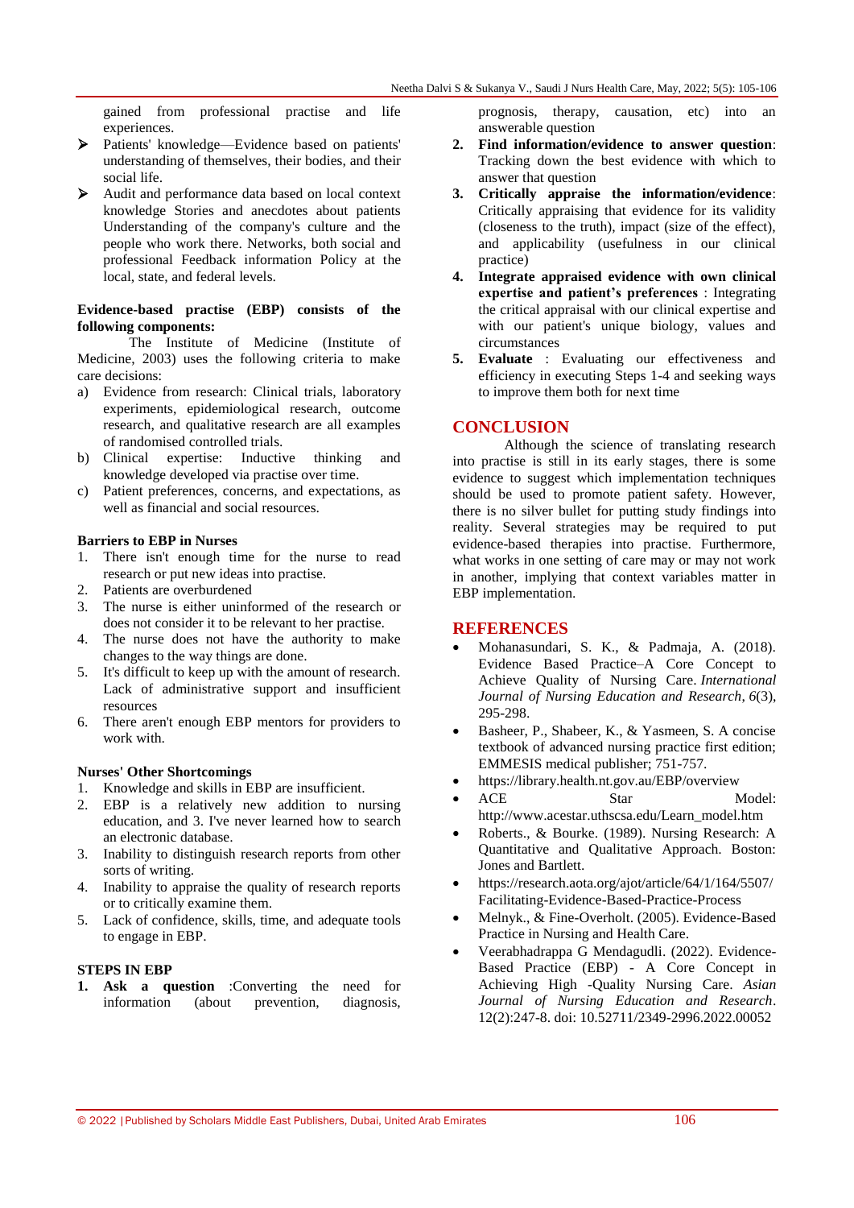gained from professional practise and life experiences.

- Patients' knowledge—Evidence based on patients' understanding of themselves, their bodies, and their social life.
- Audit and performance data based on local context knowledge Stories and anecdotes about patients Understanding of the company's culture and the people who work there. Networks, both social and professional Feedback information Policy at the local, state, and federal levels.

**Evidence-based practise (EBP) consists of the following components:**

The Institute of Medicine (Institute of Medicine, 2003) uses the following criteria to make care decisions:

a) Evidence from research: Clinical trials, laboratory experiments, epidemiological research, outcome research, and qualitative research are all examples of randomised controlled trials.
b) Clinical expertise: Inductive thinking and knowledge developed via practise over time.
c) Patient preferences, concerns, and expectations, as well as financial and social resources.

**Barriers to EBP in Nurses**

1. There isn't enough time for the nurse to read research or put new ideas into practise.
2. Patients are overburdened
3. The nurse is either uninformed of the research or does not consider it to be relevant to her practise.
4. The nurse does not have the authority to make changes to the way things are done.
5. It's difficult to keep up with the amount of research. Lack of administrative support and insufficient resources
6. There aren't enough EBP mentors for providers to work with.

**Nurses' Other Shortcomings**

1. Knowledge and skills in EBP are insufficient.
2. EBP is a relatively new addition to nursing education, and 3. I've never learned how to search an electronic database.
3. Inability to distinguish research reports from other sorts of writing.
4. Inability to appraise the quality of research reports or to critically examine them.
5. Lack of confidence, skills, time, and adequate tools to engage in EBP.

**STEPS IN EBP**

1. **Ask a question** :Converting the need for information (about prevention, diagnosis, prognosis, therapy, causation, etc) into an answerable question
2. **Find information/evidence to answer question**: Tracking down the best evidence with which to answer that question
3. **Critically appraise the information/evidence**: Critically appraising that evidence for its validity (closeness to the truth), impact (size of the effect), and applicability (usefulness in our clinical practice)
4. **Integrate appraised evidence with own clinical expertise and patient's preferences** : Integrating the critical appraisal with our clinical expertise and with our patient's unique biology, values and circumstances
5. **Evaluate** : Evaluating our effectiveness and efficiency in executing Steps 1-4 and seeking ways to improve them both for next time

## CONCLUSION

Although the science of translating research into practise is still in its early stages, there is some evidence to suggest which implementation techniques should be used to promote patient safety. However, there is no silver bullet for putting study findings into reality. Several strategies may be required to put evidence-based therapies into practise. Furthermore, what works in one setting of care may or may not work in another, implying that context variables matter in EBP implementation.

## REFERENCES

- Mohanasundari, S. K., & Padmaja, A. (2018). Evidence Based Practice–A Core Concept to Achieve Quality of Nursing Care. *International Journal of Nursing Education and Research*, *6*(3), 295-298.
- Basheer, P., Shabeer, K., & Yasmeen, S. A concise textbook of advanced nursing practice first edition; EMMESIS medical publisher; 751-757.
- https://library.health.nt.gov.au/EBP/overview
- ACE Star Model: http://www.acestar.uthscsa.edu/Learn_model.htm
- Roberts., & Bourke. (1989). Nursing Research: A Quantitative and Qualitative Approach. Boston: Jones and Bartlett.
- https://research.aota.org/ajot/article/64/1/164/5507/Facilitating-Evidence-Based-Practice-Process
- Melnyk., & Fine-Overholt. (2005). Evidence-Based Practice in Nursing and Health Care.
- Veerabhadrappa G Mendagudli. (2022). Evidence-Based Practice (EBP) - A Core Concept in Achieving High -Quality Nursing Care. *Asian Journal of Nursing Education and Research*. 12(2):247-8. doi: 10.52711/2349-2996.2022.00052